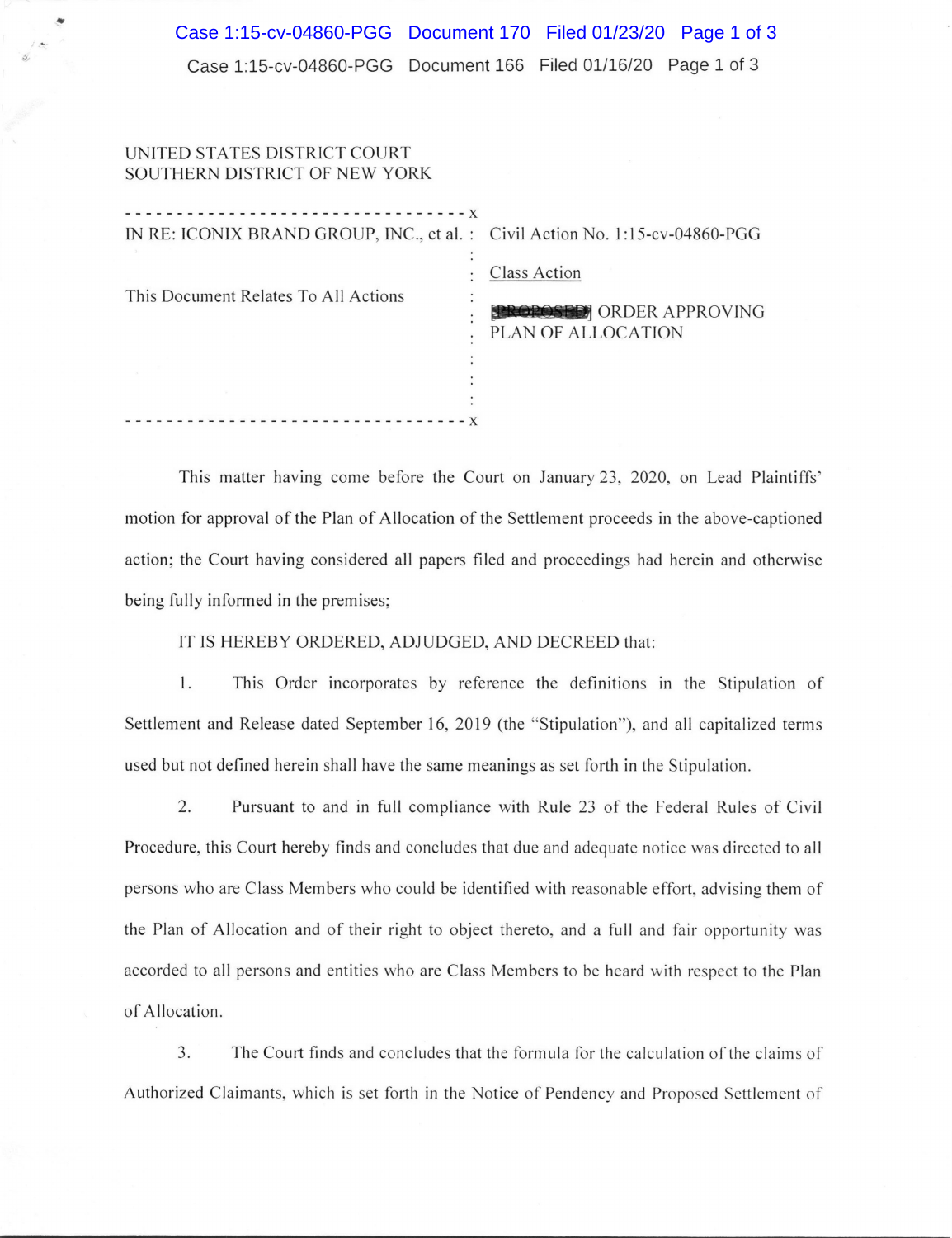UNITED STATES DISTRICT COURT
SOUTHERN DISTRICT OF NEW YORK

| | |
|---|---|
| IN RE: ICONIX BRAND GROUP, INC., et al. | Civil Action No. 1:15-cv-04860-PGG |
| | Class Action |
| This Document Relates To All Actions | ~~[PROPOSED]~~ ORDER APPROVING PLAN OF ALLOCATION |

This matter having come before the Court on January 23, 2020, on Lead Plaintiffs' motion for approval of the Plan of Allocation of the Settlement proceeds in the above-captioned action; the Court having considered all papers filed and proceedings had herein and otherwise being fully informed in the premises;

IT IS HEREBY ORDERED, ADJUDGED, AND DECREED that:

1. This Order incorporates by reference the definitions in the Stipulation of Settlement and Release dated September 16, 2019 (the "Stipulation"), and all capitalized terms used but not defined herein shall have the same meanings as set forth in the Stipulation.

2. Pursuant to and in full compliance with Rule 23 of the Federal Rules of Civil Procedure, this Court hereby finds and concludes that due and adequate notice was directed to all persons who are Class Members who could be identified with reasonable effort, advising them of the Plan of Allocation and of their right to object thereto, and a full and fair opportunity was accorded to all persons and entities who are Class Members to be heard with respect to the Plan of Allocation.

3. The Court finds and concludes that the formula for the calculation of the claims of Authorized Claimants, which is set forth in the Notice of Pendency and Proposed Settlement of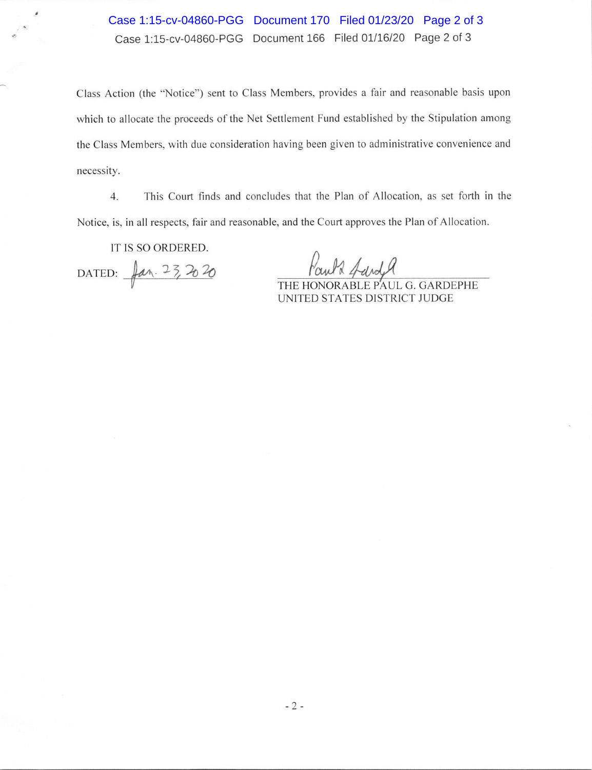Class Action (the "Notice") sent to Class Members, provides a fair and reasonable basis upon which to allocate the proceeds of the Net Settlement Fund established by the Stipulation among the Class Members, with due consideration having been given to administrative convenience and necessity.

4. This Court finds and concludes that the Plan of Allocation, as set forth in the Notice, is, in all respects, fair and reasonable, and the Court approves the Plan of Allocation.

IT IS SO ORDERED.

DATED: Jan. 23, 2020

THE HONORABLE PAUL G. GARDEPHE
UNITED STATES DISTRICT JUDGE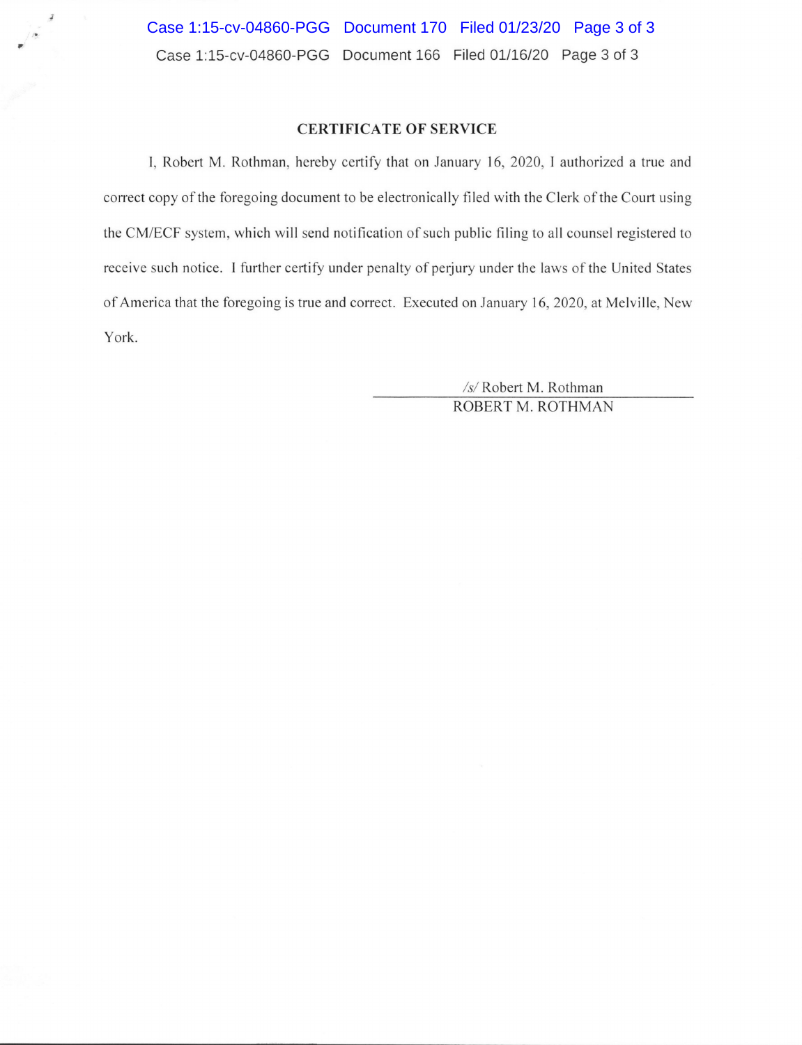## CERTIFICATE OF SERVICE

I, Robert M. Rothman, hereby certify that on January 16, 2020, I authorized a true and correct copy of the foregoing document to be electronically filed with the Clerk of the Court using the CM/ECF system, which will send notification of such public filing to all counsel registered to receive such notice. I further certify under penalty of perjury under the laws of the United States of America that the foregoing is true and correct. Executed on January 16, 2020, at Melville, New York.

/s/ Robert M. Rothman
ROBERT M. ROTHMAN